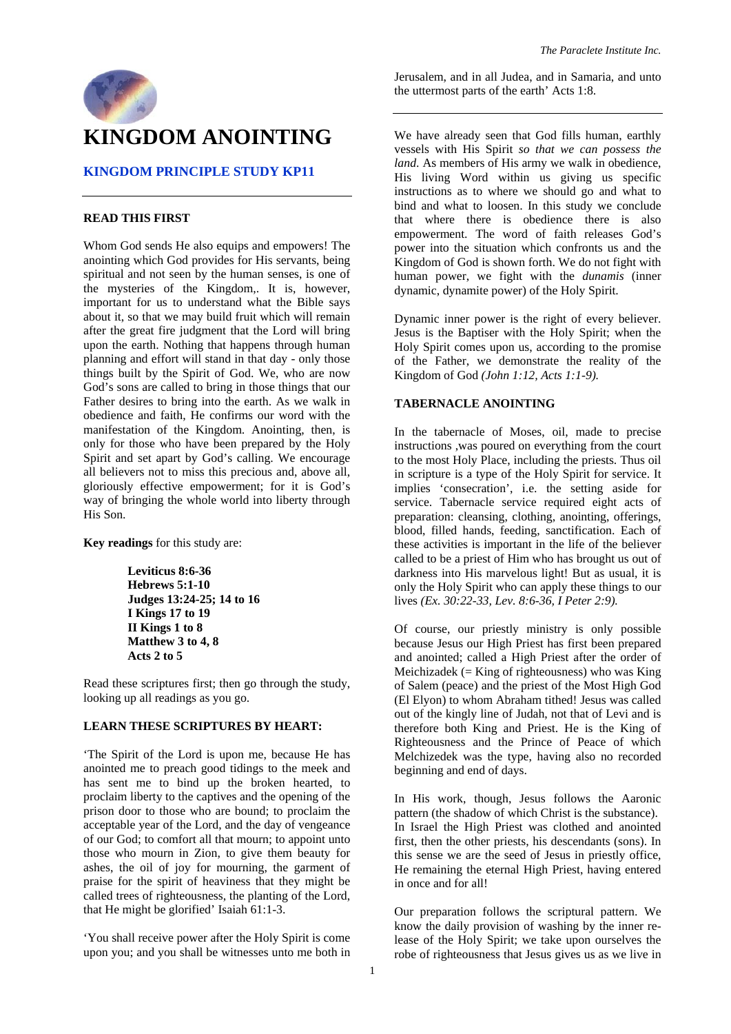# KINGDOM ANOINTING

## KINGDOM PRINCIPLE STUDY KP11

### READ THIS FIRST

Whom God sends He also equips and empowers! The anointing which God provides for His servants, being spiritual and not seen by the human senses, is one of the mysteries of the Kingdom,. It is, however, important for us to understand what the Bible says about it, so that we may build fruit which will remain after the great fire judgment that the Lord will bring upon the earth. Nothing that happens through human planning and effort will stand in that day - only those things built by the Spirit of God. We, who are now God's sons are called to bring in those things that our Father desires to bring into the earth. As we walk in obedience and faith, He confirms our word with the manifestation of the Kingdom. Anointing, then, is only for those who have been prepared by the Holy Spirit and set apart by God's calling. We encourage all believers not to miss this precious and, above all, gloriously effective empowerment; for it is God's way of bringing the whole world into liberty through His Son.

**Key readings** for this study are:

> **Leviticus 8:6-36**
> **Hebrews 5:1-10**
> **Judges 13:24-25; 14 to 16**
> **I Kings 17 to 19**
> **II Kings 1 to 8**
> **Matthew 3 to 4, 8**
> **Acts 2 to 5**

Read these scriptures first; then go through the study, looking up all readings as you go.

### LEARN THESE SCRIPTURES BY HEART:

'The Spirit of the Lord is upon me, because He has anointed me to preach good tidings to the meek and has sent me to bind up the broken hearted, to proclaim liberty to the captives and the opening of the prison door to those who are bound; to proclaim the acceptable year of the Lord, and the day of vengeance of our God; to comfort all that mourn; to appoint unto those who mourn in Zion, to give them beauty for ashes, the oil of joy for mourning, the garment of praise for the spirit of heaviness that they might be called trees of righteousness, the planting of the Lord, that He might be glorified' Isaiah 61:1-3.

'You shall receive power after the Holy Spirit is come upon you; and you shall be witnesses unto me both in Jerusalem, and in all Judea, and in Samaria, and unto the uttermost parts of the earth' Acts 1:8.

---

We have already seen that God fills human, earthly vessels with His Spirit *so that we can possess the land*. As members of His army we walk in obedience, His living Word within us giving us specific instructions as to where we should go and what to bind and what to loosen. In this study we conclude that where there is obedience there is also empowerment. The word of faith releases God's power into the situation which confronts us and the Kingdom of God is shown forth. We do not fight with human power, we fight with the *dunamis* (inner dynamic, dynamite power) of the Holy Spirit.

Dynamic inner power is the right of every believer. Jesus is the Baptiser with the Holy Spirit; when the Holy Spirit comes upon us, according to the promise of the Father, we demonstrate the reality of the Kingdom of God *(John 1:12, Acts 1:1-9).*

### TABERNACLE ANOINTING

In the tabernacle of Moses, oil, made to precise instructions ,was poured on everything from the court to the most Holy Place, including the priests. Thus oil in scripture is a type of the Holy Spirit for service. It implies 'consecration', i.e. the setting aside for service. Tabernacle service required eight acts of preparation: cleansing, clothing, anointing, offerings, blood, filled hands, feeding, sanctification. Each of these activities is important in the life of the believer called to be a priest of Him who has brought us out of darkness into His marvelous light! But as usual, it is only the Holy Spirit who can apply these things to our lives *(Ex. 30:22-33, Lev. 8:6-36, I Peter 2:9).*

Of course, our priestly ministry is only possible because Jesus our High Priest has first been prepared and anointed; called a High Priest after the order of Meichizadek (= King of righteousness) who was King of Salem (peace) and the priest of the Most High God (El Elyon) to whom Abraham tithed! Jesus was called out of the kingly line of Judah, not that of Levi and is therefore both King and Priest. He is the King of Righteousness and the Prince of Peace of which Melchizedek was the type, having also no recorded beginning and end of days.

In His work, though, Jesus follows the Aaronic pattern (the shadow of which Christ is the substance). In Israel the High Priest was clothed and anointed first, then the other priests, his descendants (sons). In this sense we are the seed of Jesus in priestly office, He remaining the eternal High Priest, having entered in once and for all!

Our preparation follows the scriptural pattern. We know the daily provision of washing by the inner re-lease of the Holy Spirit; we take upon ourselves the robe of righteousness that Jesus gives us as we live in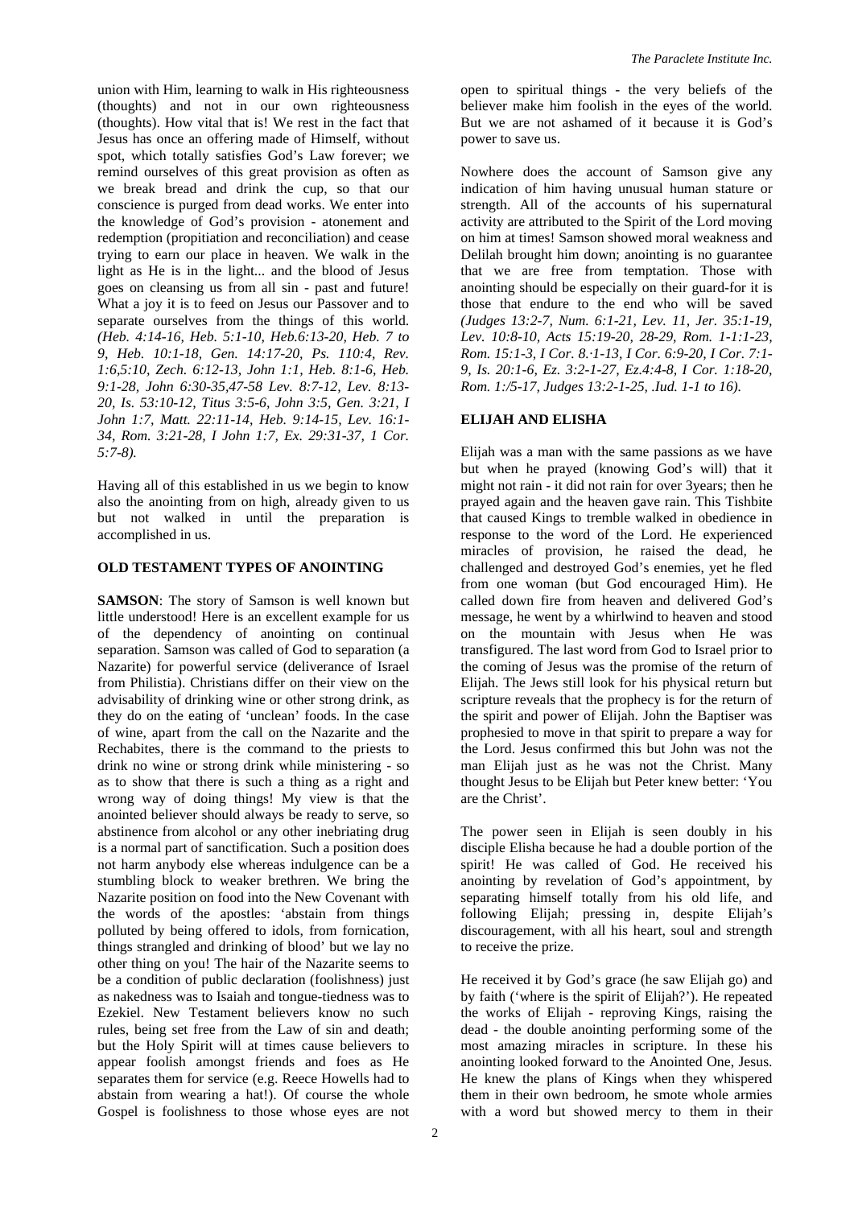union with Him, learning to walk in His righteousness (thoughts) and not in our own righteousness (thoughts). How vital that is! We rest in the fact that Jesus has once an offering made of Himself, without spot, which totally satisfies God's Law forever; we remind ourselves of this great provision as often as we break bread and drink the cup, so that our conscience is purged from dead works. We enter into the knowledge of God's provision - atonement and redemption (propitiation and reconciliation) and cease trying to earn our place in heaven. We walk in the light as He is in the light... and the blood of Jesus goes on cleansing us from all sin - past and future! What a joy it is to feed on Jesus our Passover and to separate ourselves from the things of this world. *(Heb. 4:14-16, Heb. 5:1-10, Heb.6:13-20, Heb. 7 to 9, Heb. 10:1-18, Gen. 14:17-20, Ps. 110:4, Rev. 1:6,5:10, Zech. 6:12-13, John 1:1, Heb. 8:1-6, Heb. 9:1-28, John 6:30-35,47-58 Lev. 8:7-12, Lev. 8:13-20, Is. 53:10-12, Titus 3:5-6, John 3:5, Gen. 3:21, I John 1:7, Matt. 22:11-14, Heb. 9:14-15, Lev. 16:1-34, Rom. 3:21-28, I John 1:7, Ex. 29:31-37, 1 Cor. 5:7-8).*

Having all of this established in us we begin to know also the anointing from on high, already given to us but not walked in until the preparation is accomplished in us.

## OLD TESTAMENT TYPES OF ANOINTING

**SAMSON**: The story of Samson is well known but little understood! Here is an excellent example for us of the dependency of anointing on continual separation. Samson was called of God to separation (a Nazarite) for powerful service (deliverance of Israel from Philistia). Christians differ on their view on the advisability of drinking wine or other strong drink, as they do on the eating of 'unclean' foods. In the case of wine, apart from the call on the Nazarite and the Rechabites, there is the command to the priests to drink no wine or strong drink while ministering - so as to show that there is such a thing as a right and wrong way of doing things! My view is that the anointed believer should always be ready to serve, so abstinence from alcohol or any other inebriating drug is a normal part of sanctification. Such a position does not harm anybody else whereas indulgence can be a stumbling block to weaker brethren. We bring the Nazarite position on food into the New Covenant with the words of the apostles: 'abstain from things polluted by being offered to idols, from fornication, things strangled and drinking of blood' but we lay no other thing on you! The hair of the Nazarite seems to be a condition of public declaration (foolishness) just as nakedness was to Isaiah and tongue-tiedness was to Ezekiel. New Testament believers know no such rules, being set free from the Law of sin and death; but the Holy Spirit will at times cause believers to appear foolish amongst friends and foes as He separates them for service (e.g. Reece Howells had to abstain from wearing a hat!). Of course the whole Gospel is foolishness to those whose eyes are not open to spiritual things - the very beliefs of the believer make him foolish in the eyes of the world. But we are not ashamed of it because it is God's power to save us.

Nowhere does the account of Samson give any indication of him having unusual human stature or strength. All of the accounts of his supernatural activity are attributed to the Spirit of the Lord moving on him at times! Samson showed moral weakness and Delilah brought him down; anointing is no guarantee that we are free from temptation. Those with anointing should be especially on their guard-for it is those that endure to the end who will be saved *(Judges 13:2-7, Num. 6:1-21, Lev. 11, Jer. 35:1-19, Lev. 10:8-10, Acts 15:19-20, 28-29, Rom. 1-1:1-23, Rom. 15:1-3, I Cor. 8.·1-13, I Cor. 6:9-20, I Cor. 7:1-9, Is. 20:1-6, Ez. 3:2-1-27, Ez.4:4-8, I Cor. 1:18-20, Rom. 1:/5-17, Judges 13:2-1-25, .Iud. 1-1 to 16).*

## ELIJAH AND ELISHA

Elijah was a man with the same passions as we have but when he prayed (knowing God's will) that it might not rain - it did not rain for over 3years; then he prayed again and the heaven gave rain. This Tishbite that caused Kings to tremble walked in obedience in response to the word of the Lord. He experienced miracles of provision, he raised the dead, he challenged and destroyed God's enemies, yet he fled from one woman (but God encouraged Him). He called down fire from heaven and delivered God's message, he went by a whirlwind to heaven and stood on the mountain with Jesus when He was transfigured. The last word from God to Israel prior to the coming of Jesus was the promise of the return of Elijah. The Jews still look for his physical return but scripture reveals that the prophecy is for the return of the spirit and power of Elijah. John the Baptiser was prophesied to move in that spirit to prepare a way for the Lord. Jesus confirmed this but John was not the man Elijah just as he was not the Christ. Many thought Jesus to be Elijah but Peter knew better: 'You are the Christ'.

The power seen in Elijah is seen doubly in his disciple Elisha because he had a double portion of the spirit! He was called of God. He received his anointing by revelation of God's appointment, by separating himself totally from his old life, and following Elijah; pressing in, despite Elijah's discouragement, with all his heart, soul and strength to receive the prize.

He received it by God's grace (he saw Elijah go) and by faith ('where is the spirit of Elijah?'). He repeated the works of Elijah - reproving Kings, raising the dead - the double anointing performing some of the most amazing miracles in scripture. In these his anointing looked forward to the Anointed One, Jesus. He knew the plans of Kings when they whispered them in their own bedroom, he smote whole armies with a word but showed mercy to them in their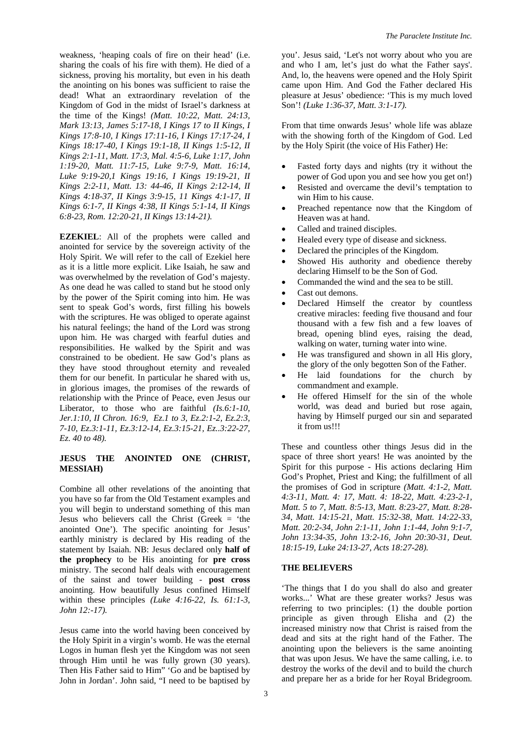weakness, 'heaping coals of fire on their head' (i.e. sharing the coals of his fire with them). He died of a sickness, proving his mortality, but even in his death the anointing on his bones was sufficient to raise the dead! What an extraordinary revelation of the Kingdom of God in the midst of Israel's darkness at the time of the Kings! *(Matt. 10:22, Matt. 24:13, Mark 13:13, James 5:17-18, I Kings 17 to II Kings, I Kings 17:8-10, I Kings 17:11-16, I Kings 17:17-24, I Kings 18:17-40, I Kings 19:1-18, II Kings 1:5-12, II Kings 2:1-11, Matt. 17:3, Mal. 4:5-6, Luke 1:17, John 1:19-20, Matt. 11:7-15, Luke 9:7-9, Matt. 16:14, Luke 9:19-20,1 Kings 19:16, I Kings 19:19-21, II Kings 2:2-11, Matt. 13: 44-46, II Kings 2:12-14, II Kings 4:18-37, II Kings 3:9-15, 11 Kings 4:1-17, II Kings 6:1-7, II Kings 4:38, II Kings 5:1-14, II Kings 6:8-23, Rom. 12:20-21, II Kings 13:14-21).*

**EZEKIEL**: All of the prophets were called and anointed for service by the sovereign activity of the Holy Spirit. We will refer to the call of Ezekiel here as it is a little more explicit. Like Isaiah, he saw and was overwhelmed by the revelation of God's majesty. As one dead he was called to stand but he stood only by the power of the Spirit coming into him. He was sent to speak God's words, first filling his bowels with the scriptures. He was obliged to operate against his natural feelings; the hand of the Lord was strong upon him. He was charged with fearful duties and responsibilities. He walked by the Spirit and was constrained to be obedient. He saw God's plans as they have stood throughout eternity and revealed them for our benefit. In particular he shared with us, in glorious images, the promises of the rewards of relationship with the Prince of Peace, even Jesus our Liberator, to those who are faithful *(Is.6:1-10, Jer.1:10, II Chron. 16:9, Ez.1 to 3, Ez.2:1-2, Ez.2:3, 7-10, Ez.3:1-11, Ez.3:12-14, Ez.3:15-21, Ez..3:22-27, Ez. 40 to 48).*

## JESUS THE ANOINTED ONE (CHRIST, MESSIAH)

Combine all other revelations of the anointing that you have so far from the Old Testament examples and you will begin to understand something of this man Jesus who believers call the Christ (Greek = 'the anointed One'). The specific anointing for Jesus' earthly ministry is declared by His reading of the statement by Isaiah. NB: Jesus declared only **half of the prophecy** to be His anointing for **pre cross** ministry. The second half deals with encouragement of the sainst and tower building - **post cross** anointing. How beautifully Jesus confined Himself within these principles *(Luke 4:16-22, Is. 61:1-3, John 12:-17).*

Jesus came into the world having been conceived by the Holy Spirit in a virgin's womb. He was the eternal Logos in human flesh yet the Kingdom was not seen through Him until he was fully grown (30 years). Then His Father said to Him" 'Go and be baptised by John in Jordan'. John said, "I need to be baptised by you'. Jesus said, 'Let's not worry about who you are and who I am, let's just do what the Father says'. And, lo, the heavens were opened and the Holy Spirit came upon Him. And God the Father declared His pleasure at Jesus' obedience: 'This is my much loved Son'! *(Luke 1:36-37, Matt. 3:1-17).*

From that time onwards Jesus' whole life was ablaze with the showing forth of the Kingdom of God. Led by the Holy Spirit (the voice of His Father) He:

- Fasted forty days and nights (try it without the power of God upon you and see how you get on!)
- Resisted and overcame the devil's temptation to win Him to his cause.
- Preached repentance now that the Kingdom of Heaven was at hand.
- Called and trained disciples.
- Healed every type of disease and sickness.
- Declared the principles of the Kingdom.
- Showed His authority and obedience thereby declaring Himself to be the Son of God.
- Commanded the wind and the sea to be still.
- Cast out demons.
- Declared Himself the creator by countless creative miracles: feeding five thousand and four thousand with a few fish and a few loaves of bread, opening blind eyes, raising the dead, walking on water, turning water into wine.
- He was transfigured and shown in all His glory, the glory of the only begotten Son of the Father.
- He laid foundations for the church by commandment and example.
- He offered Himself for the sin of the whole world, was dead and buried but rose again, having by Himself purged our sin and separated it from us!!!

These and countless other things Jesus did in the space of three short years! He was anointed by the Spirit for this purpose - His actions declaring Him God's Prophet, Priest and King; the fulfillment of all the promises of God in scripture *(Matt. 4:1-2, Matt. 4:3-11, Matt. 4: 17, Matt. 4: 18-22, Matt. 4:23-2-1, Matt. 5 to 7, Matt. 8:5-13, Matt. 8:23-27, Matt. 8:28-34, Matt. 14:15-21, Matt. 15:32-38, Matt. 14:22-33, Matt. 20:2-34, John 2:1-11, John 1:1-44, John 9:1-7, John 13:34-35, John 13:2-16, John 20:30-31, Deut. 18:15-19, Luke 24:13-27, Acts 18:27-28).*

## THE BELIEVERS

'The things that I do you shall do also and greater works...' What are these greater works? Jesus was referring to two principles: (1) the double portion principle as given through Elisha and (2) the increased ministry now that Christ is raised from the dead and sits at the right hand of the Father. The anointing upon the believers is the same anointing that was upon Jesus. We have the same calling, i.e. to destroy the works of the devil and to build the church and prepare her as a bride for her Royal Bridegroom.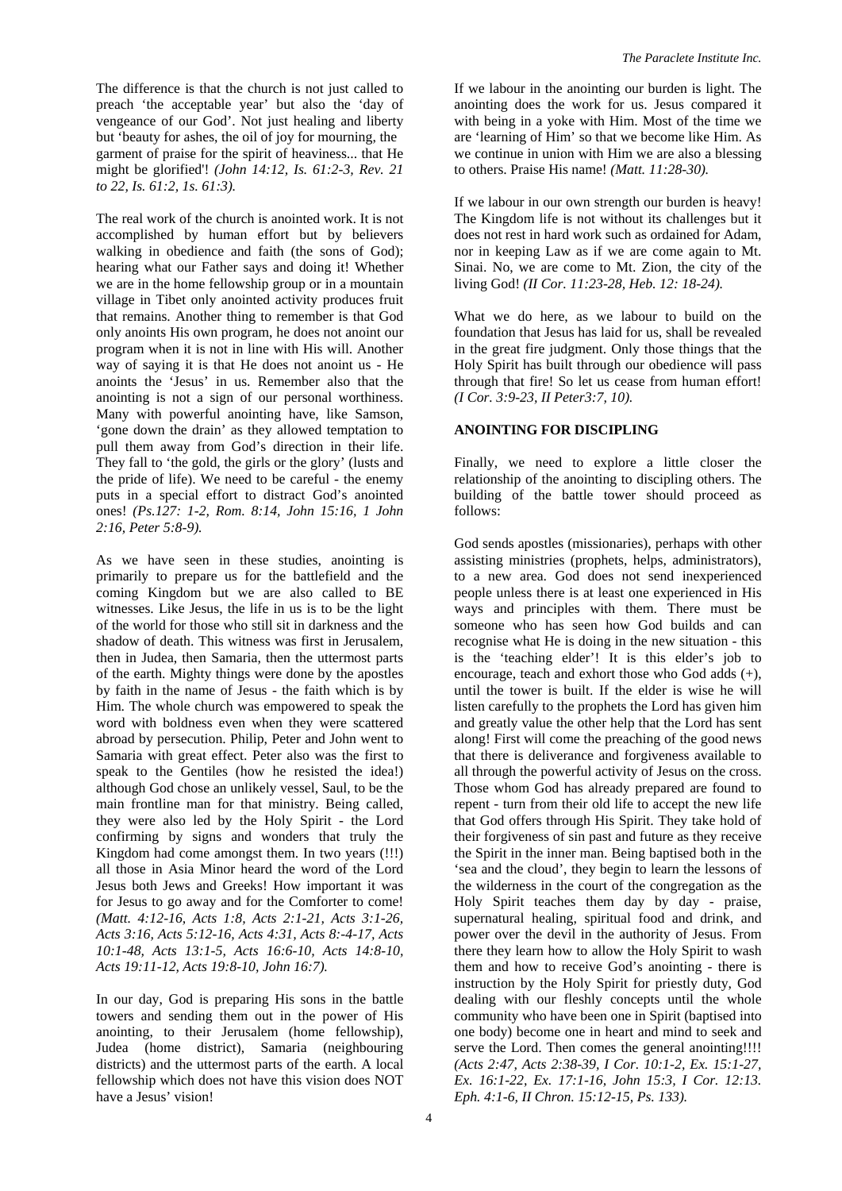The difference is that the church is not just called to preach 'the acceptable year' but also the 'day of vengeance of our God'. Not just healing and liberty but 'beauty for ashes, the oil of joy for mourning, the garment of praise for the spirit of heaviness... that He might be glorified'! *(John 14:12, Is. 61:2-3, Rev. 21 to 22, Is. 61:2, 1s. 61:3).*

The real work of the church is anointed work. It is not accomplished by human effort but by believers walking in obedience and faith (the sons of God); hearing what our Father says and doing it! Whether we are in the home fellowship group or in a mountain village in Tibet only anointed activity produces fruit that remains. Another thing to remember is that God only anoints His own program, he does not anoint our program when it is not in line with His will. Another way of saying it is that He does not anoint us - He anoints the 'Jesus' in us. Remember also that the anointing is not a sign of our personal worthiness. Many with powerful anointing have, like Samson, 'gone down the drain' as they allowed temptation to pull them away from God's direction in their life. They fall to 'the gold, the girls or the glory' (lusts and the pride of life). We need to be careful - the enemy puts in a special effort to distract God's anointed ones! *(Ps.127: 1-2, Rom. 8:14, John 15:16, 1 John 2:16, Peter 5:8-9).*

As we have seen in these studies, anointing is primarily to prepare us for the battlefield and the coming Kingdom but we are also called to BE witnesses. Like Jesus, the life in us is to be the light of the world for those who still sit in darkness and the shadow of death. This witness was first in Jerusalem, then in Judea, then Samaria, then the uttermost parts of the earth. Mighty things were done by the apostles by faith in the name of Jesus - the faith which is by Him. The whole church was empowered to speak the word with boldness even when they were scattered abroad by persecution. Philip, Peter and John went to Samaria with great effect. Peter also was the first to speak to the Gentiles (how he resisted the idea!) although God chose an unlikely vessel, Saul, to be the main frontline man for that ministry. Being called, they were also led by the Holy Spirit - the Lord confirming by signs and wonders that truly the Kingdom had come amongst them. In two years (!!!) all those in Asia Minor heard the word of the Lord Jesus both Jews and Greeks! How important it was for Jesus to go away and for the Comforter to come! *(Matt. 4:12-16, Acts 1:8, Acts 2:1-21, Acts 3:1-26, Acts 3:16, Acts 5:12-16, Acts 4:31, Acts 8:-4-17, Acts 10:1-48, Acts 13:1-5, Acts 16:6-10, Acts 14:8-10, Acts 19:11-12, Acts 19:8-10, John 16:7).*

In our day, God is preparing His sons in the battle towers and sending them out in the power of His anointing, to their Jerusalem (home fellowship), Judea (home district), Samaria (neighbouring districts) and the uttermost parts of the earth. A local fellowship which does not have this vision does NOT have a Jesus' vision!

If we labour in the anointing our burden is light. The anointing does the work for us. Jesus compared it with being in a yoke with Him. Most of the time we are 'learning of Him' so that we become like Him. As we continue in union with Him we are also a blessing to others. Praise His name! *(Matt. 11:28-30).*

If we labour in our own strength our burden is heavy! The Kingdom life is not without its challenges but it does not rest in hard work such as ordained for Adam, nor in keeping Law as if we are come again to Mt. Sinai. No, we are come to Mt. Zion, the city of the living God! *(II Cor. 11:23-28, Heb. 12: 18-24).*

What we do here, as we labour to build on the foundation that Jesus has laid for us, shall be revealed in the great fire judgment. Only those things that the Holy Spirit has built through our obedience will pass through that fire! So let us cease from human effort! *(I Cor. 3:9-23, II Peter3:7, 10).*

**ANOINTING FOR DISCIPLING**

Finally, we need to explore a little closer the relationship of the anointing to discipling others. The building of the battle tower should proceed as follows:

God sends apostles (missionaries), perhaps with other assisting ministries (prophets, helps, administrators), to a new area. God does not send inexperienced people unless there is at least one experienced in His ways and principles with them. There must be someone who has seen how God builds and can recognise what He is doing in the new situation - this is the 'teaching elder'! It is this elder's job to encourage, teach and exhort those who God adds (+), until the tower is built. If the elder is wise he will listen carefully to the prophets the Lord has given him and greatly value the other help that the Lord has sent along! First will come the preaching of the good news that there is deliverance and forgiveness available to all through the powerful activity of Jesus on the cross. Those whom God has already prepared are found to repent - turn from their old life to accept the new life that God offers through His Spirit. They take hold of their forgiveness of sin past and future as they receive the Spirit in the inner man. Being baptised both in the 'sea and the cloud', they begin to learn the lessons of the wilderness in the court of the congregation as the Holy Spirit teaches them day by day - praise, supernatural healing, spiritual food and drink, and power over the devil in the authority of Jesus. From there they learn how to allow the Holy Spirit to wash them and how to receive God's anointing - there is instruction by the Holy Spirit for priestly duty, God dealing with our fleshly concepts until the whole community who have been one in Spirit (baptised into one body) become one in heart and mind to seek and serve the Lord. Then comes the general anointing!!!! *(Acts 2:47, Acts 2:38-39, I Cor. 10:1-2, Ex. 15:1-27, Ex. 16:1-22, Ex. 17:1-16, John 15:3, I Cor. 12:13. Eph. 4:1-6, II Chron. 15:12-15, Ps. 133).*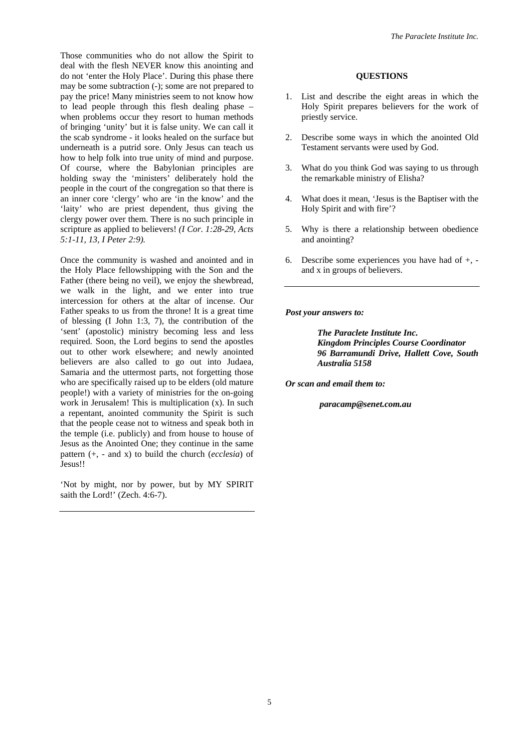Those communities who do not allow the Spirit to deal with the flesh NEVER know this anointing and do not 'enter the Holy Place'. During this phase there may be some subtraction (-); some are not prepared to pay the price! Many ministries seem to not know how to lead people through this flesh dealing phase – when problems occur they resort to human methods of bringing 'unity' but it is false unity. We can call it the scab syndrome - it looks healed on the surface but underneath is a putrid sore. Only Jesus can teach us how to help folk into true unity of mind and purpose. Of course, where the Babylonian principles are holding sway the 'ministers' deliberately hold the people in the court of the congregation so that there is an inner core 'clergy' who are 'in the know' and the 'laity' who are priest dependent, thus giving the clergy power over them. There is no such principle in scripture as applied to believers! *(I Cor. 1:28-29, Acts 5:1-11, 13, I Peter 2:9).*

Once the community is washed and anointed and in the Holy Place fellowshipping with the Son and the Father (there being no veil), we enjoy the shewbread, we walk in the light, and we enter into true intercession for others at the altar of incense. Our Father speaks to us from the throne! It is a great time of blessing (I John 1:3, 7), the contribution of the 'sent' (apostolic) ministry becoming less and less required. Soon, the Lord begins to send the apostles out to other work elsewhere; and newly anointed believers are also called to go out into Judaea, Samaria and the uttermost parts, not forgetting those who are specifically raised up to be elders (old mature people!) with a variety of ministries for the on-going work in Jerusalem! This is multiplication (x). In such a repentant, anointed community the Spirit is such that the people cease not to witness and speak both in the temple (i.e. publicly) and from house to house of Jesus as the Anointed One; they continue in the same pattern (+, - and x) to build the church (*ecclesia*) of Jesus!!

'Not by might, nor by power, but by MY SPIRIT saith the Lord!' (Zech. 4:6-7).

---

**QUESTIONS**

1. List and describe the eight areas in which the Holy Spirit prepares believers for the work of priestly service.
2. Describe some ways in which the anointed Old Testament servants were used by God.
3. What do you think God was saying to us through the remarkable ministry of Elisha?
4. What does it mean, 'Jesus is the Baptiser with the Holy Spirit and with fire'?
5. Why is there a relationship between obedience and anointing?
6. Describe some experiences you have had of +, - and x in groups of believers.

---

***Post your answers to:***

***The Paraclete Institute Inc.***
***Kingdom Principles Course Coordinator***
***96 Barramundi Drive, Hallett Cove, South Australia 5158***

***Or scan and email them to:***

***paracamp@senet.com.au***